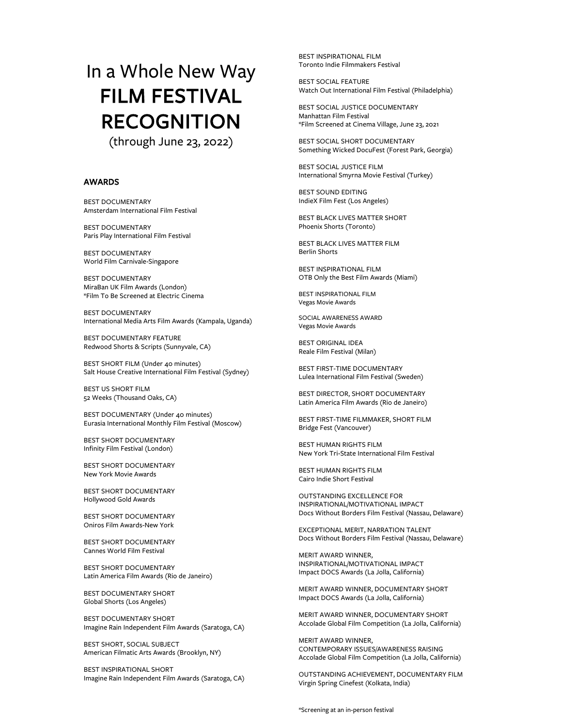# In a Whole New Way
# FILM FESTIVAL RECOGNITION
(through June 23, 2022)

## AWARDS

BEST DOCUMENTARY
Amsterdam International Film Festival

BEST DOCUMENTARY
Paris Play International Film Festival

BEST DOCUMENTARY
World Film Carnivale-Singapore

BEST DOCUMENTARY
MiraBan UK Film Awards (London)
*Film To Be Screened at Electric Cinema

BEST DOCUMENTARY
International Media Arts Film Awards (Kampala, Uganda)

BEST DOCUMENTARY FEATURE
Redwood Shorts & Scripts (Sunnyvale, CA)

BEST SHORT FILM (Under 40 minutes)
Salt House Creative International Film Festival (Sydney)

BEST US SHORT FILM
52 Weeks (Thousand Oaks, CA)

BEST DOCUMENTARY (Under 40 minutes)
Eurasia International Monthly Film Festival (Moscow)

BEST SHORT DOCUMENTARY
Infinity Film Festival (London)

BEST SHORT DOCUMENTARY
New York Movie Awards

BEST SHORT DOCUMENTARY
Hollywood Gold Awards

BEST SHORT DOCUMENTARY
Oniros Film Awards-New York

BEST SHORT DOCUMENTARY
Cannes World Film Festival

BEST SHORT DOCUMENTARY
Latin America Film Awards (Rio de Janeiro)

BEST DOCUMENTARY SHORT
Global Shorts (Los Angeles)

BEST DOCUMENTARY SHORT
Imagine Rain Independent Film Awards (Saratoga, CA)

BEST SHORT, SOCIAL SUBJECT
American Filmatic Arts Awards (Brooklyn, NY)

BEST INSPIRATIONAL SHORT
Imagine Rain Independent Film Awards (Saratoga, CA)

BEST INSPIRATIONAL FILM
Toronto Indie Filmmakers Festival

BEST SOCIAL FEATURE
Watch Out International Film Festival (Philadelphia)

BEST SOCIAL JUSTICE DOCUMENTARY
Manhattan Film Festival
*Film Screened at Cinema Village, June 23, 2021

BEST SOCIAL SHORT DOCUMENTARY
Something Wicked DocuFest (Forest Park, Georgia)

BEST SOCIAL JUSTICE FILM
International Smyrna Movie Festival (Turkey)

BEST SOUND EDITING
IndieX Film Fest (Los Angeles)

BEST BLACK LIVES MATTER SHORT
Phoenix Shorts (Toronto)

BEST BLACK LIVES MATTER FILM
Berlin Shorts

BEST INSPIRATIONAL FILM
OTB Only the Best Film Awards (Miami)

BEST INSPIRATIONAL FILM
Vegas Movie Awards

SOCIAL AWARENESS AWARD
Vegas Movie Awards

BEST ORIGINAL IDEA
Reale Film Festival (Milan)

BEST FIRST-TIME DOCUMENTARY
Lulea International Film Festival (Sweden)

BEST DIRECTOR, SHORT DOCUMENTARY
Latin America Film Awards (Rio de Janeiro)

BEST FIRST-TIME FILMMAKER, SHORT FILM
Bridge Fest (Vancouver)

BEST HUMAN RIGHTS FILM
New York Tri-State International Film Festival

BEST HUMAN RIGHTS FILM
Cairo Indie Short Festival

OUTSTANDING EXCELLENCE FOR INSPIRATIONAL/MOTIVATIONAL IMPACT
Docs Without Borders Film Festival (Nassau, Delaware)

EXCEPTIONAL MERIT, NARRATION TALENT
Docs Without Borders Film Festival (Nassau, Delaware)

MERIT AWARD WINNER, INSPIRATIONAL/MOTIVATIONAL IMPACT
Impact DOCS Awards (La Jolla, California)

MERIT AWARD WINNER, DOCUMENTARY SHORT
Impact DOCS Awards (La Jolla, California)

MERIT AWARD WINNER, DOCUMENTARY SHORT
Accolade Global Film Competition (La Jolla, California)

MERIT AWARD WINNER, CONTEMPORARY ISSUES/AWARENESS RAISING
Accolade Global Film Competition (La Jolla, California)

OUTSTANDING ACHIEVEMENT, DOCUMENTARY FILM
Virgin Spring Cinefest (Kolkata, India)

*Screening at an in-person festival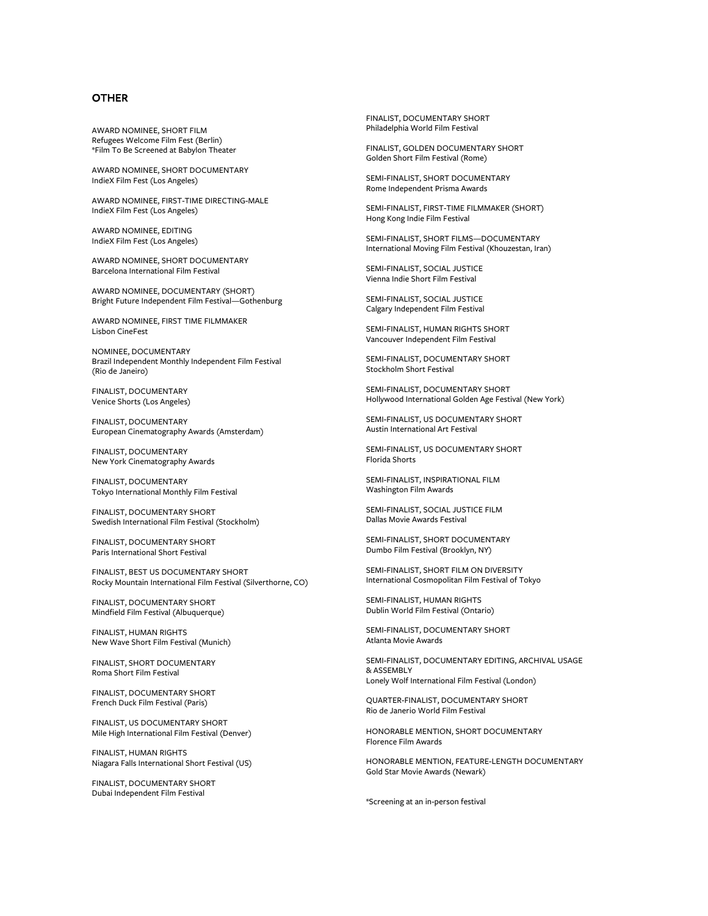## OTHER

AWARD NOMINEE, SHORT FILM
Refugees Welcome Film Fest (Berlin)
*Film To Be Screened at Babylon Theater

AWARD NOMINEE, SHORT DOCUMENTARY
IndieX Film Fest (Los Angeles)

AWARD NOMINEE, FIRST-TIME DIRECTING-MALE
IndieX Film Fest (Los Angeles)

AWARD NOMINEE, EDITING
IndieX Film Fest (Los Angeles)

AWARD NOMINEE, SHORT DOCUMENTARY
Barcelona International Film Festival

AWARD NOMINEE, DOCUMENTARY (SHORT)
Bright Future Independent Film Festival—Gothenburg

AWARD NOMINEE, FIRST TIME FILMMAKER
Lisbon CineFest

NOMINEE, DOCUMENTARY
Brazil Independent Monthly Independent Film Festival
(Rio de Janeiro)

FINALIST, DOCUMENTARY
Venice Shorts (Los Angeles)

FINALIST, DOCUMENTARY
European Cinematography Awards (Amsterdam)

FINALIST, DOCUMENTARY
New York Cinematography Awards

FINALIST, DOCUMENTARY
Tokyo International Monthly Film Festival

FINALIST, DOCUMENTARY SHORT
Swedish International Film Festival (Stockholm)

FINALIST, DOCUMENTARY SHORT
Paris International Short Festival

FINALIST, BEST US DOCUMENTARY SHORT
Rocky Mountain International Film Festival (Silverthorne, CO)

FINALIST, DOCUMENTARY SHORT
Mindfield Film Festival (Albuquerque)

FINALIST, HUMAN RIGHTS
New Wave Short Film Festival (Munich)

FINALIST, SHORT DOCUMENTARY
Roma Short Film Festival

FINALIST, DOCUMENTARY SHORT
French Duck Film Festival (Paris)

FINALIST, US DOCUMENTARY SHORT
Mile High International Film Festival (Denver)

FINALIST, HUMAN RIGHTS
Niagara Falls International Short Festival (US)

FINALIST, DOCUMENTARY SHORT
Dubai Independent Film Festival

FINALIST, DOCUMENTARY SHORT
Philadelphia World Film Festival

FINALIST, GOLDEN DOCUMENTARY SHORT
Golden Short Film Festival (Rome)

SEMI-FINALIST, SHORT DOCUMENTARY
Rome Independent Prisma Awards

SEMI-FINALIST, FIRST-TIME FILMMAKER (SHORT)
Hong Kong Indie Film Festival

SEMI-FINALIST, SHORT FILMS—DOCUMENTARY
International Moving Film Festival (Khouzestan, Iran)

SEMI-FINALIST, SOCIAL JUSTICE
Vienna Indie Short Film Festival

SEMI-FINALIST, SOCIAL JUSTICE
Calgary Independent Film Festival

SEMI-FINALIST, HUMAN RIGHTS SHORT
Vancouver Independent Film Festival

SEMI-FINALIST, DOCUMENTARY SHORT
Stockholm Short Festival

SEMI-FINALIST, DOCUMENTARY SHORT
Hollywood International Golden Age Festival (New York)

SEMI-FINALIST, US DOCUMENTARY SHORT
Austin International Art Festival

SEMI-FINALIST, US DOCUMENTARY SHORT
Florida Shorts

SEMI-FINALIST, INSPIRATIONAL FILM
Washington Film Awards

SEMI-FINALIST, SOCIAL JUSTICE FILM
Dallas Movie Awards Festival

SEMI-FINALIST, SHORT DOCUMENTARY
Dumbo Film Festival (Brooklyn, NY)

SEMI-FINALIST, SHORT FILM ON DIVERSITY
International Cosmopolitan Film Festival of Tokyo

SEMI-FINALIST, HUMAN RIGHTS
Dublin World Film Festival (Ontario)

SEMI-FINALIST, DOCUMENTARY SHORT
Atlanta Movie Awards

SEMI-FINALIST, DOCUMENTARY EDITING, ARCHIVAL USAGE & ASSEMBLY
Lonely Wolf International Film Festival (London)

QUARTER-FINALIST, DOCUMENTARY SHORT
Rio de Janerio World Film Festival

HONORABLE MENTION, SHORT DOCUMENTARY
Florence Film Awards

HONORABLE MENTION, FEATURE-LENGTH DOCUMENTARY
Gold Star Movie Awards (Newark)

*Screening at an in-person festival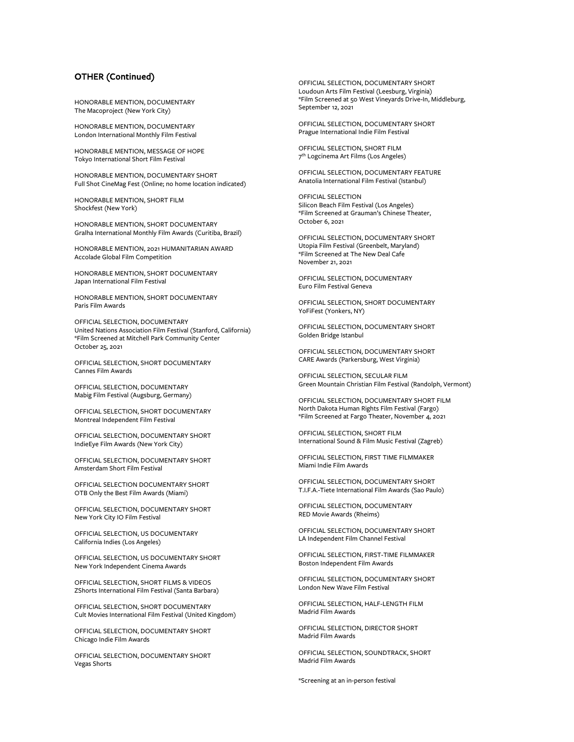## OTHER (Continued)

HONORABLE MENTION, DOCUMENTARY
The Macoproject (New York City)

HONORABLE MENTION, DOCUMENTARY
London International Monthly Film Festival

HONORABLE MENTION, MESSAGE OF HOPE
Tokyo International Short Film Festival

HONORABLE MENTION, DOCUMENTARY SHORT
Full Shot CineMag Fest (Online; no home location indicated)

HONORABLE MENTION, SHORT FILM
Shockfest (New York)

HONORABLE MENTION, SHORT DOCUMENTARY
Gralha International Monthly Film Awards (Curitiba, Brazil)

HONORABLE MENTION, 2021 HUMANITARIAN AWARD
Accolade Global Film Competition

HONORABLE MENTION, SHORT DOCUMENTARY
Japan International Film Festival

HONORABLE MENTION, SHORT DOCUMENTARY
Paris Film Awards

OFFICIAL SELECTION, DOCUMENTARY
United Nations Association Film Festival (Stanford, California)
*Film Screened at Mitchell Park Community Center
October 25, 2021

OFFICIAL SELECTION, SHORT DOCUMENTARY
Cannes Film Awards

OFFICIAL SELECTION, DOCUMENTARY
Mabig Film Festival (Augsburg, Germany)

OFFICIAL SELECTION, SHORT DOCUMENTARY
Montreal Independent Film Festival

OFFICIAL SELECTION, DOCUMENTARY SHORT
IndieEye Film Awards (New York City)

OFFICIAL SELECTION, DOCUMENTARY SHORT
Amsterdam Short Film Festival

OFFICIAL SELECTION DOCUMENTARY SHORT
OTB Only the Best Film Awards (Miami)

OFFICIAL SELECTION, DOCUMENTARY SHORT
New York City IO Film Festival

OFFICIAL SELECTION, US DOCUMENTARY
California Indies (Los Angeles)

OFFICIAL SELECTION, US DOCUMENTARY SHORT
New York Independent Cinema Awards

OFFICIAL SELECTION, SHORT FILMS & VIDEOS
ZShorts International Film Festival (Santa Barbara)

OFFICIAL SELECTION, SHORT DOCUMENTARY
Cult Movies International Film Festival (United Kingdom)

OFFICIAL SELECTION, DOCUMENTARY SHORT
Chicago Indie Film Awards

OFFICIAL SELECTION, DOCUMENTARY SHORT
Vegas Shorts

OFFICIAL SELECTION, DOCUMENTARY SHORT
Loudoun Arts Film Festival (Leesburg, Virginia)
*Film Screened at 50 West Vineyards Drive-In, Middleburg,
September 12, 2021

OFFICIAL SELECTION, DOCUMENTARY SHORT
Prague International Indie Film Festival

OFFICIAL SELECTION, SHORT FILM
7th Logcinema Art Films (Los Angeles)

OFFICIAL SELECTION, DOCUMENTARY FEATURE
Anatolia International Film Festival (Istanbul)

OFFICIAL SELECTION
Silicon Beach Film Festival (Los Angeles)
*Film Screened at Grauman's Chinese Theater,
October 6, 2021

OFFICIAL SELECTION, DOCUMENTARY SHORT
Utopia Film Festival (Greenbelt, Maryland)
*Film Screened at The New Deal Cafe
November 21, 2021

OFFICIAL SELECTION, DOCUMENTARY
Euro Film Festival Geneva

OFFICIAL SELECTION, SHORT DOCUMENTARY
YoFiFest (Yonkers, NY)

OFFICIAL SELECTION, DOCUMENTARY SHORT
Golden Bridge Istanbul

OFFICIAL SELECTION, DOCUMENTARY SHORT
CARE Awards (Parkersburg, West Virginia)

OFFICIAL SELECTION, SECULAR FILM
Green Mountain Christian Film Festival (Randolph, Vermont)

OFFICIAL SELECTION, DOCUMENTARY SHORT FILM
North Dakota Human Rights Film Festival (Fargo)
*Film Screened at Fargo Theater, November 4, 2021

OFFICIAL SELECTION, SHORT FILM
International Sound & Film Music Festival (Zagreb)

OFFICIAL SELECTION, FIRST TIME FILMMAKER
Miami Indie Film Awards

OFFICIAL SELECTION, DOCUMENTARY SHORT
T.I.F.A.-Tiete International Film Awards (Sao Paulo)

OFFICIAL SELECTION, DOCUMENTARY
RED Movie Awards (Rheims)

OFFICIAL SELECTION, DOCUMENTARY SHORT
LA Independent Film Channel Festival

OFFICIAL SELECTION, FIRST-TIME FILMMAKER
Boston Independent Film Awards

OFFICIAL SELECTION, DOCUMENTARY SHORT
London New Wave Film Festival

OFFICIAL SELECTION, HALF-LENGTH FILM
Madrid Film Awards

OFFICIAL SELECTION, DIRECTOR SHORT
Madrid Film Awards

OFFICIAL SELECTION, SOUNDTRACK, SHORT
Madrid Film Awards

*Screening at an in-person festival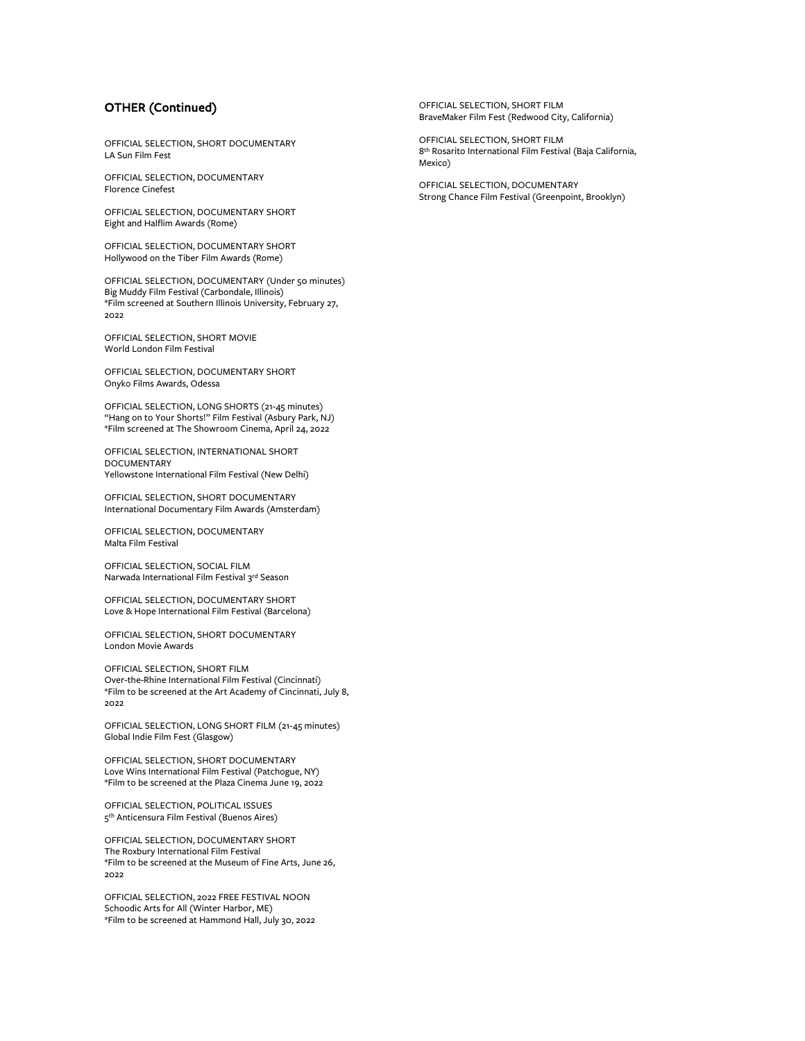## OTHER (Continued)

OFFICIAL SELECTION, SHORT DOCUMENTARY
LA Sun Film Fest

OFFICIAL SELECTION, DOCUMENTARY
Florence Cinefest

OFFICIAL SELECTION, DOCUMENTARY SHORT
Eight and Halflim Awards (Rome)

OFFICIAL SELECTION, DOCUMENTARY SHORT
Hollywood on the Tiber Film Awards (Rome)

OFFICIAL SELECTION, DOCUMENTARY (Under 50 minutes)
Big Muddy Film Festival (Carbondale, Illinois)
*Film screened at Southern Illinois University, February 27, 2022

OFFICIAL SELECTION, SHORT MOVIE
World London Film Festival

OFFICIAL SELECTION, DOCUMENTARY SHORT
Onyko Films Awards, Odessa

OFFICIAL SELECTION, LONG SHORTS (21-45 minutes)
"Hang on to Your Shorts!" Film Festival (Asbury Park, NJ)
*Film screened at The Showroom Cinema, April 24, 2022

OFFICIAL SELECTION, INTERNATIONAL SHORT DOCUMENTARY
Yellowstone International Film Festival (New Delhi)

OFFICIAL SELECTION, SHORT DOCUMENTARY
International Documentary Film Awards (Amsterdam)

OFFICIAL SELECTION, DOCUMENTARY
Malta Film Festival

OFFICIAL SELECTION, SOCIAL FILM
Narwada International Film Festival 3rd Season

OFFICIAL SELECTION, DOCUMENTARY SHORT
Love & Hope International Film Festival (Barcelona)

OFFICIAL SELECTION, SHORT DOCUMENTARY
London Movie Awards

OFFICIAL SELECTION, SHORT FILM
Over-the-Rhine International Film Festival (Cincinnati)
*Film to be screened at the Art Academy of Cincinnati, July 8, 2022

OFFICIAL SELECTION, LONG SHORT FILM (21-45 minutes)
Global Indie Film Fest (Glasgow)

OFFICIAL SELECTION, SHORT DOCUMENTARY
Love Wins International Film Festival (Patchogue, NY)
*Film to be screened at the Plaza Cinema June 19, 2022

OFFICIAL SELECTION, POLITICAL ISSUES
5th Anticensura Film Festival (Buenos Aires)

OFFICIAL SELECTION, DOCUMENTARY SHORT
The Roxbury International Film Festival
*Film to be screened at the Museum of Fine Arts, June 26, 2022

OFFICIAL SELECTION, 2022 FREE FESTIVAL NOON
Schoodic Arts for All (Winter Harbor, ME)
*Film to be screened at Hammond Hall, July 30, 2022

OFFICIAL SELECTION, SHORT FILM
BraveMaker Film Fest (Redwood City, California)

OFFICIAL SELECTION, SHORT FILM
8th Rosarito International Film Festival (Baja California, Mexico)

OFFICIAL SELECTION, DOCUMENTARY
Strong Chance Film Festival (Greenpoint, Brooklyn)